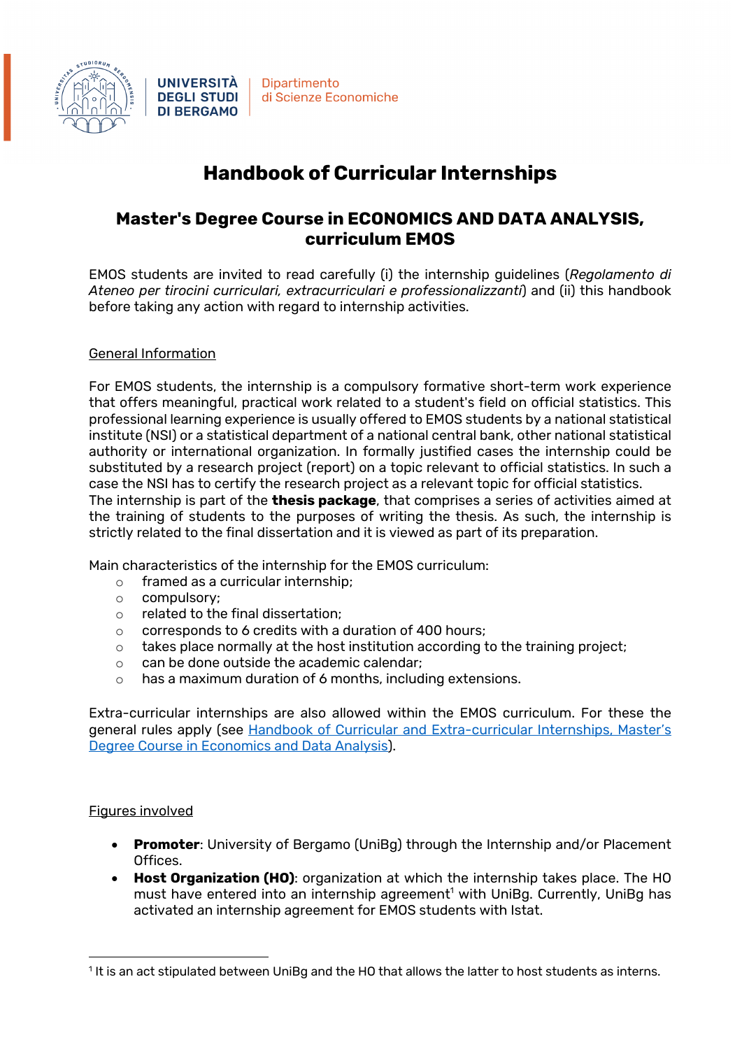UNIVERSITÀ DEGLI STUDI DI BERGAMO | Dipartimento di Scienze Economiche

# Handbook of Curricular Internships

## Master's Degree Course in ECONOMICS AND DATA ANALYSIS, curriculum EMOS

EMOS students are invited to read carefully (i) the internship guidelines (*Regolamento di Ateneo per tirocini curriculari, extracurriculari e professionalizzanti*) and (ii) this handbook before taking any action with regard to internship activities.

### General Information

For EMOS students, the internship is a compulsory formative short-term work experience that offers meaningful, practical work related to a student's field on official statistics. This professional learning experience is usually offered to EMOS students by a national statistical institute (NSI) or a statistical department of a national central bank, other national statistical authority or international organization. In formally justified cases the internship could be substituted by a research project (report) on a topic relevant to official statistics. In such a case the NSI has to certify the research project as a relevant topic for official statistics.
The internship is part of the **thesis package**, that comprises a series of activities aimed at the training of students to the purposes of writing the thesis. As such, the internship is strictly related to the final dissertation and it is viewed as part of its preparation.

Main characteristics of the internship for the EMOS curriculum:

- framed as a curricular internship;
- compulsory;
- related to the final dissertation;
- corresponds to 6 credits with a duration of 400 hours;
- takes place normally at the host institution according to the training project;
- can be done outside the academic calendar;
- has a maximum duration of 6 months, including extensions.

Extra-curricular internships are also allowed within the EMOS curriculum. For these the general rules apply (see Handbook of Curricular and Extra-curricular Internships, Master's Degree Course in Economics and Data Analysis).

### Figures involved

- **Promoter**: University of Bergamo (UniBg) through the Internship and/or Placement Offices.
- **Host Organization (HO)**: organization at which the internship takes place. The HO must have entered into an internship agreement[1] with UniBg. Currently, UniBg has activated an internship agreement for EMOS students with Istat.

[1] It is an act stipulated between UniBg and the HO that allows the latter to host students as interns.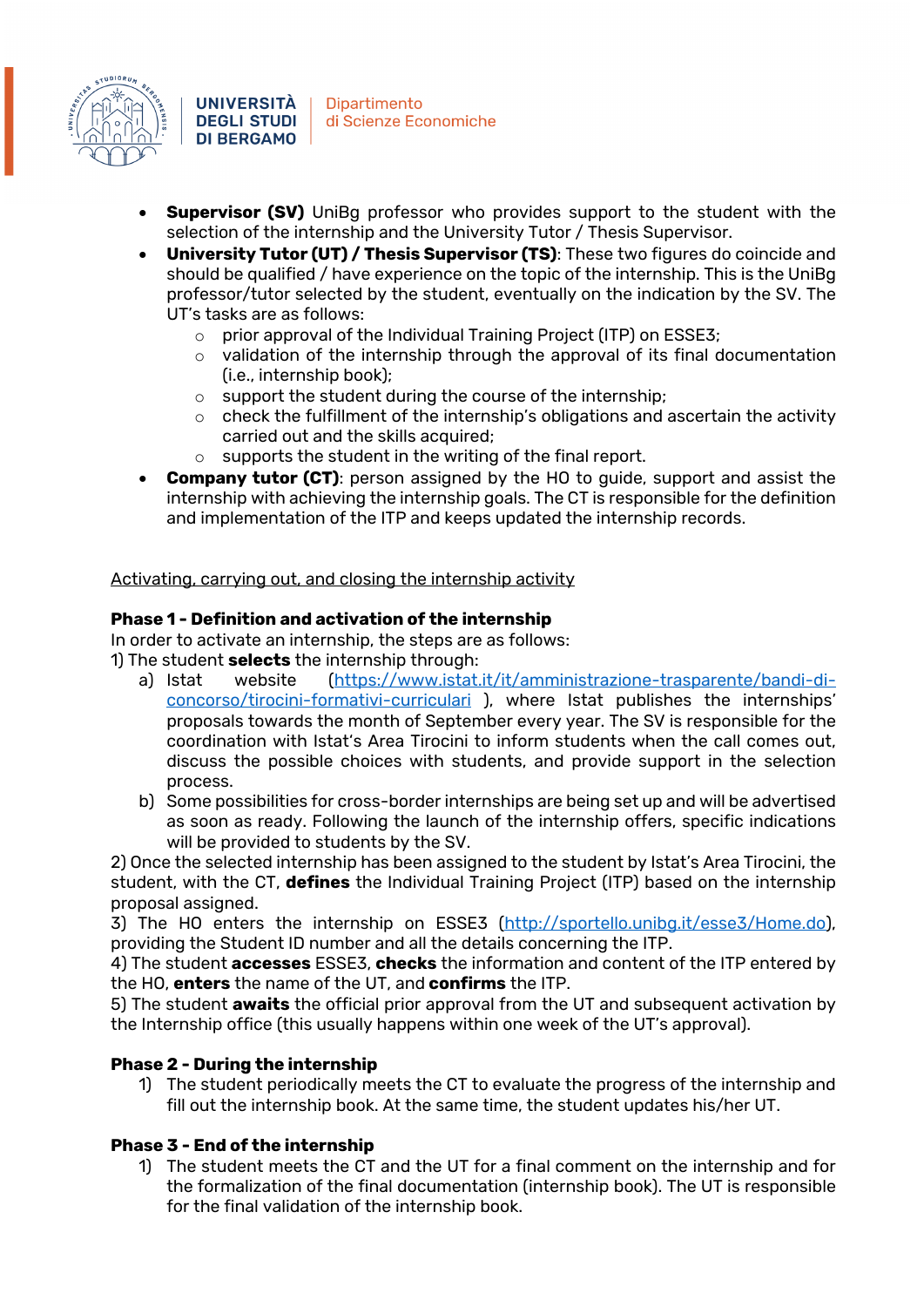- **Supervisor (SV)** UniBg professor who provides support to the student with the selection of the internship and the University Tutor / Thesis Supervisor.
- **University Tutor (UT) / Thesis Supervisor (TS)**: These two figures do coincide and should be qualified / have experience on the topic of the internship. This is the UniBg professor/tutor selected by the student, eventually on the indication by the SV. The UT's tasks are as follows:
  - prior approval of the Individual Training Project (ITP) on ESSE3;
  - validation of the internship through the approval of its final documentation (i.e., internship book);
  - support the student during the course of the internship;
  - check the fulfillment of the internship's obligations and ascertain the activity carried out and the skills acquired;
  - supports the student in the writing of the final report.
- **Company tutor (CT)**: person assigned by the HO to guide, support and assist the internship with achieving the internship goals. The CT is responsible for the definition and implementation of the ITP and keeps updated the internship records.

<u>Activating, carrying out, and closing the internship activity</u>

**Phase 1 - Definition and activation of the internship**

In order to activate an internship, the steps are as follows:

1) The student **selects** the internship through:

   a) Istat website (https://www.istat.it/it/amministrazione-trasparente/bandi-di-concorso/tirocini-formativi-curriculari ), where Istat publishes the internships' proposals towards the month of September every year. The SV is responsible for the coordination with Istat's Area Tirocini to inform students when the call comes out, discuss the possible choices with students, and provide support in the selection process.

   b) Some possibilities for cross-border internships are being set up and will be advertised as soon as ready. Following the launch of the internship offers, specific indications will be provided to students by the SV.

2) Once the selected internship has been assigned to the student by Istat's Area Tirocini, the student, with the CT, **defines** the Individual Training Project (ITP) based on the internship proposal assigned.

3) The HO enters the internship on ESSE3 (http://sportello.unibg.it/esse3/Home.do), providing the Student ID number and all the details concerning the ITP.

4) The student **accesses** ESSE3, **checks** the information and content of the ITP entered by the HO, **enters** the name of the UT, and **confirms** the ITP.

5) The student **awaits** the official prior approval from the UT and subsequent activation by the Internship office (this usually happens within one week of the UT's approval).

**Phase 2 - During the internship**

1) The student periodically meets the CT to evaluate the progress of the internship and fill out the internship book. At the same time, the student updates his/her UT.

**Phase 3 - End of the internship**

1) The student meets the CT and the UT for a final comment on the internship and for the formalization of the final documentation (internship book). The UT is responsible for the final validation of the internship book.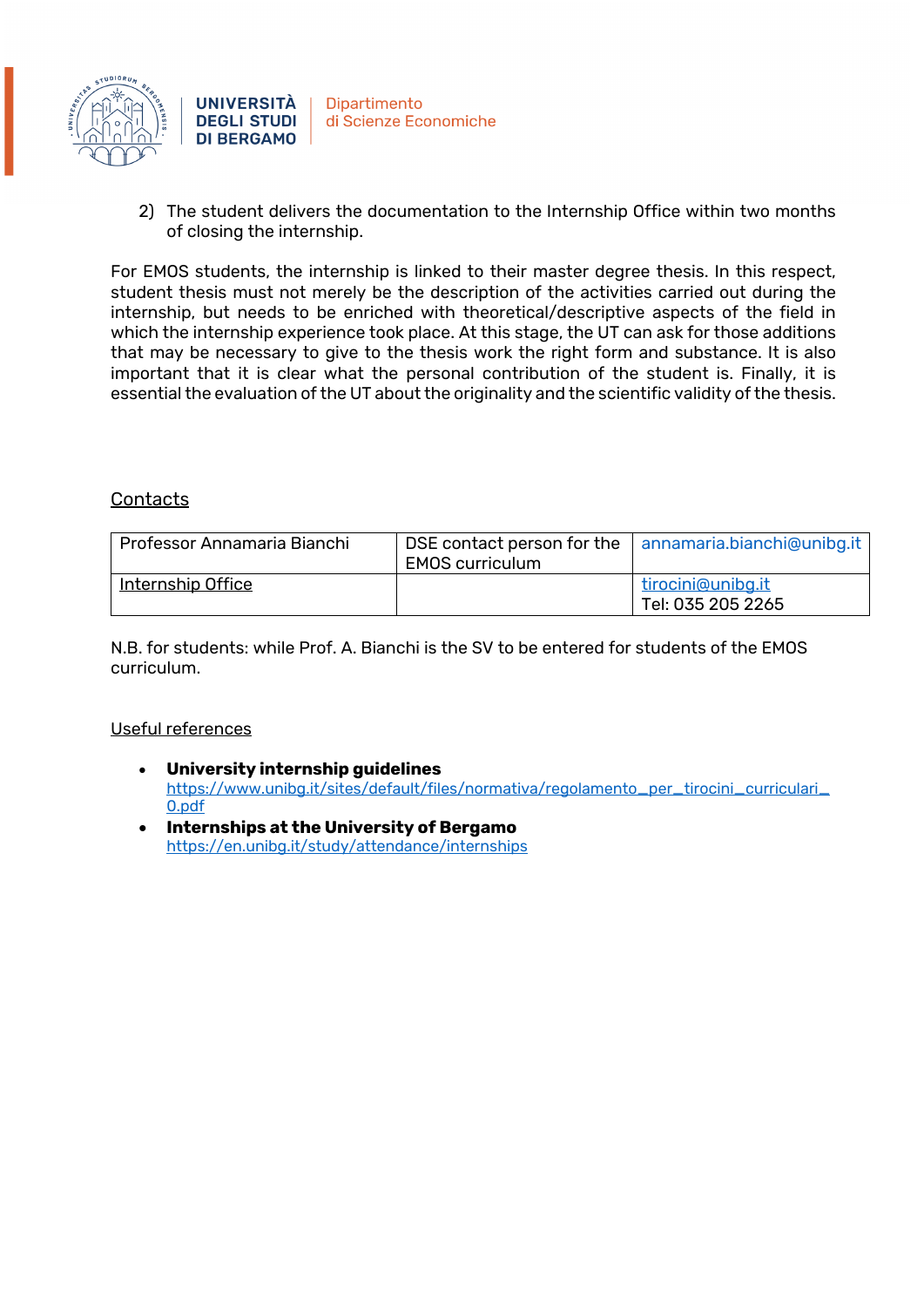2) The student delivers the documentation to the Internship Office within two months of closing the internship.

For EMOS students, the internship is linked to their master degree thesis. In this respect, student thesis must not merely be the description of the activities carried out during the internship, but needs to be enriched with theoretical/descriptive aspects of the field in which the internship experience took place. At this stage, the UT can ask for those additions that may be necessary to give to the thesis work the right form and substance. It is also important that it is clear what the personal contribution of the student is. Finally, it is essential the evaluation of the UT about the originality and the scientific validity of the thesis.

## Contacts

| | | |
|---|---|---|
| Professor Annamaria Bianchi | DSE contact person for the EMOS curriculum | annamaria.bianchi@unibg.it |
| Internship Office | | tirocini@unibg.it<br>Tel: 035 205 2265 |

N.B. for students: while Prof. A. Bianchi is the SV to be entered for students of the EMOS curriculum.

## Useful references

- **University internship guidelines**
  https://www.unibg.it/sites/default/files/normativa/regolamento_per_tirocini_curriculari_0.pdf
- **Internships at the University of Bergamo**
  https://en.unibg.it/study/attendance/internships